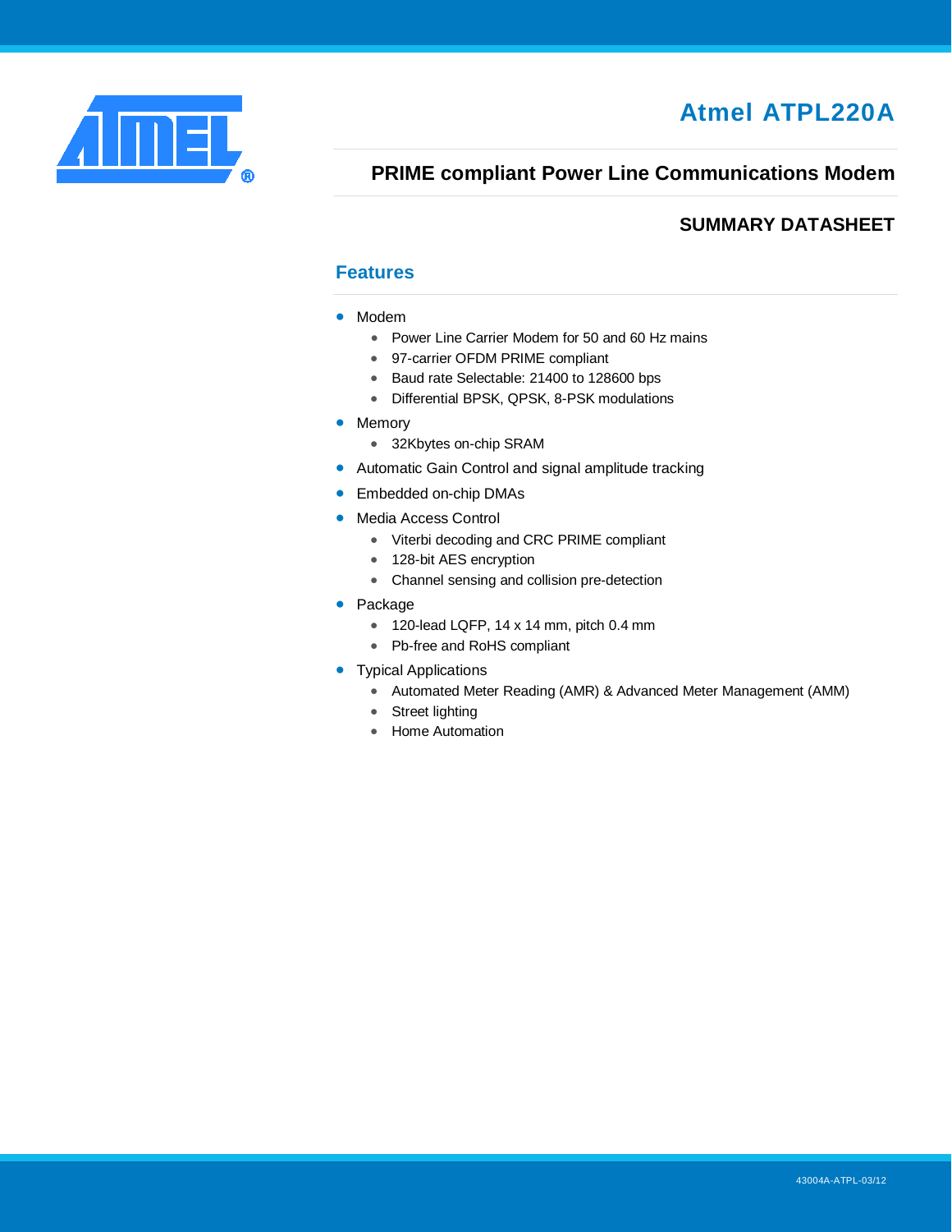# Atmel ATPL220A

## PRIME compliant Power Line Communications Modem

### SUMMARY DATASHEET

## Features

- Modem
  - Power Line Carrier Modem for 50 and 60 Hz mains
  - 97-carrier OFDM PRIME compliant
  - Baud rate Selectable: 21400 to 128600 bps
  - Differential BPSK, QPSK, 8-PSK modulations
- Memory
  - 32Kbytes on-chip SRAM
- Automatic Gain Control and signal amplitude tracking
- Embedded on-chip DMAs
- Media Access Control
  - Viterbi decoding and CRC PRIME compliant
  - 128-bit AES encryption
  - Channel sensing and collision pre-detection
- Package
  - 120-lead LQFP, 14 x 14 mm, pitch 0.4 mm
  - Pb-free and RoHS compliant
- Typical Applications
  - Automated Meter Reading (AMR) & Advanced Meter Management (AMM)
  - Street lighting
  - Home Automation

43004A-ATPL-03/12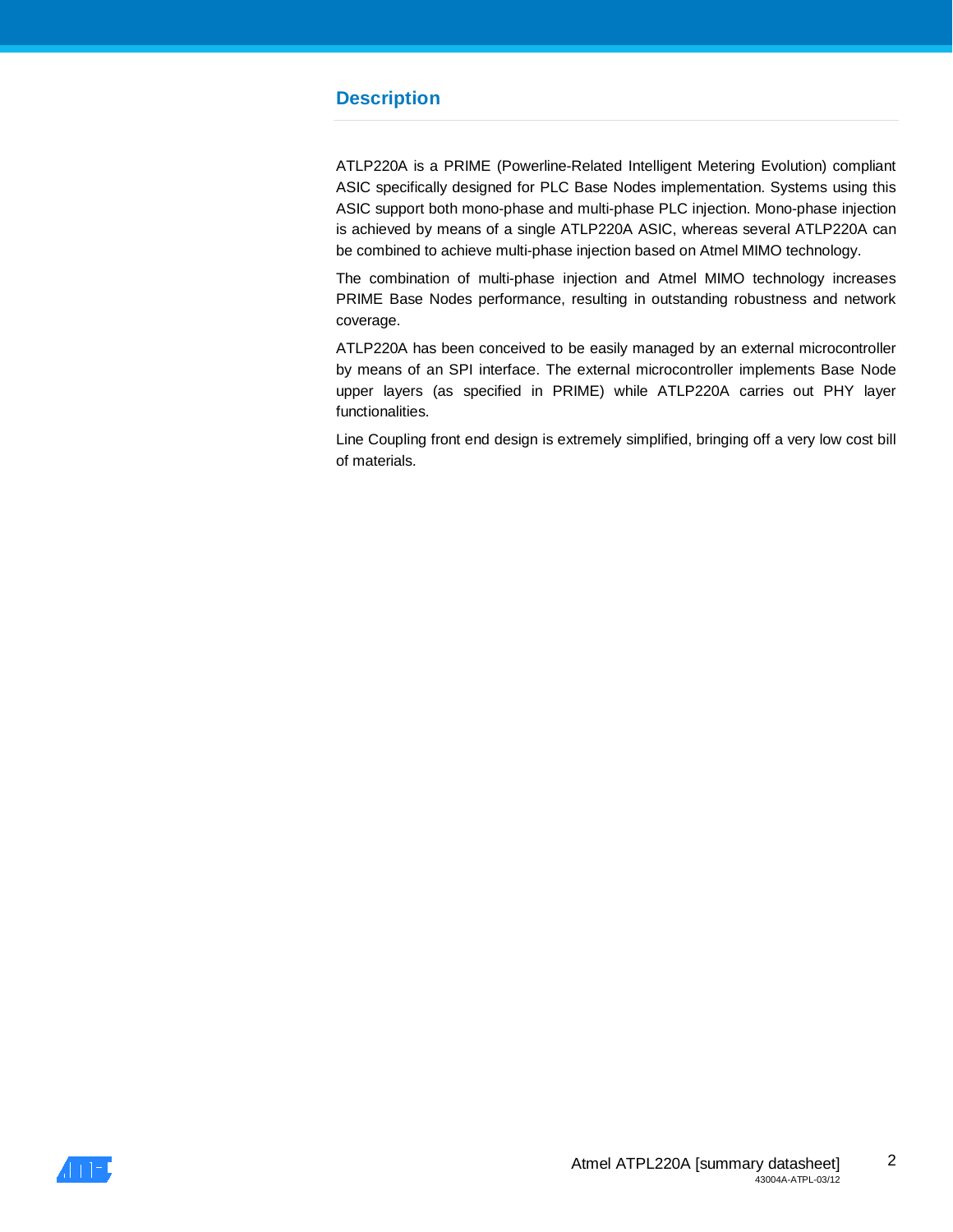## Description

ATLP220A is a PRIME (Powerline-Related Intelligent Metering Evolution) compliant ASIC specifically designed for PLC Base Nodes implementation. Systems using this ASIC support both mono-phase and multi-phase PLC injection. Mono-phase injection is achieved by means of a single ATLP220A ASIC, whereas several ATLP220A can be combined to achieve multi-phase injection based on Atmel MIMO technology.

The combination of multi-phase injection and Atmel MIMO technology increases PRIME Base Nodes performance, resulting in outstanding robustness and network coverage.

ATLP220A has been conceived to be easily managed by an external microcontroller by means of an SPI interface. The external microcontroller implements Base Node upper layers (as specified in PRIME) while ATLP220A carries out PHY layer functionalities.

Line Coupling front end design is extremely simplified, bringing off a very low cost bill of materials.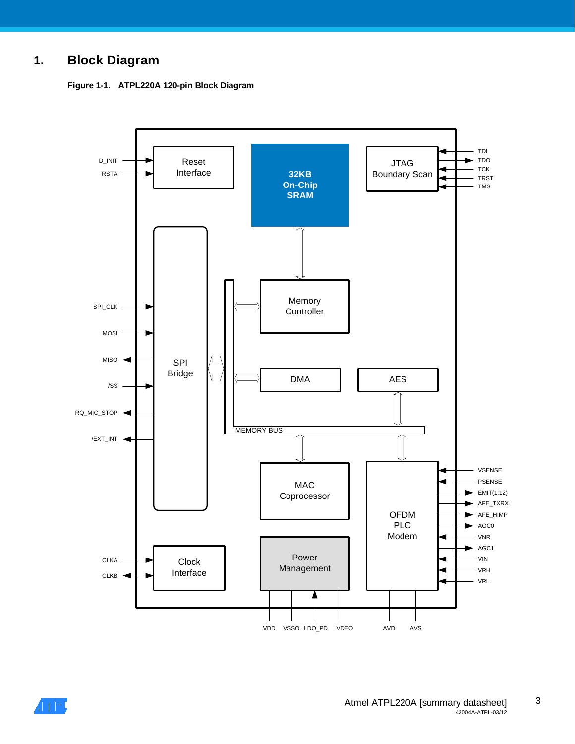# 1. Block Diagram

**Figure 1-1. ATPL220A 120-pin Block Diagram**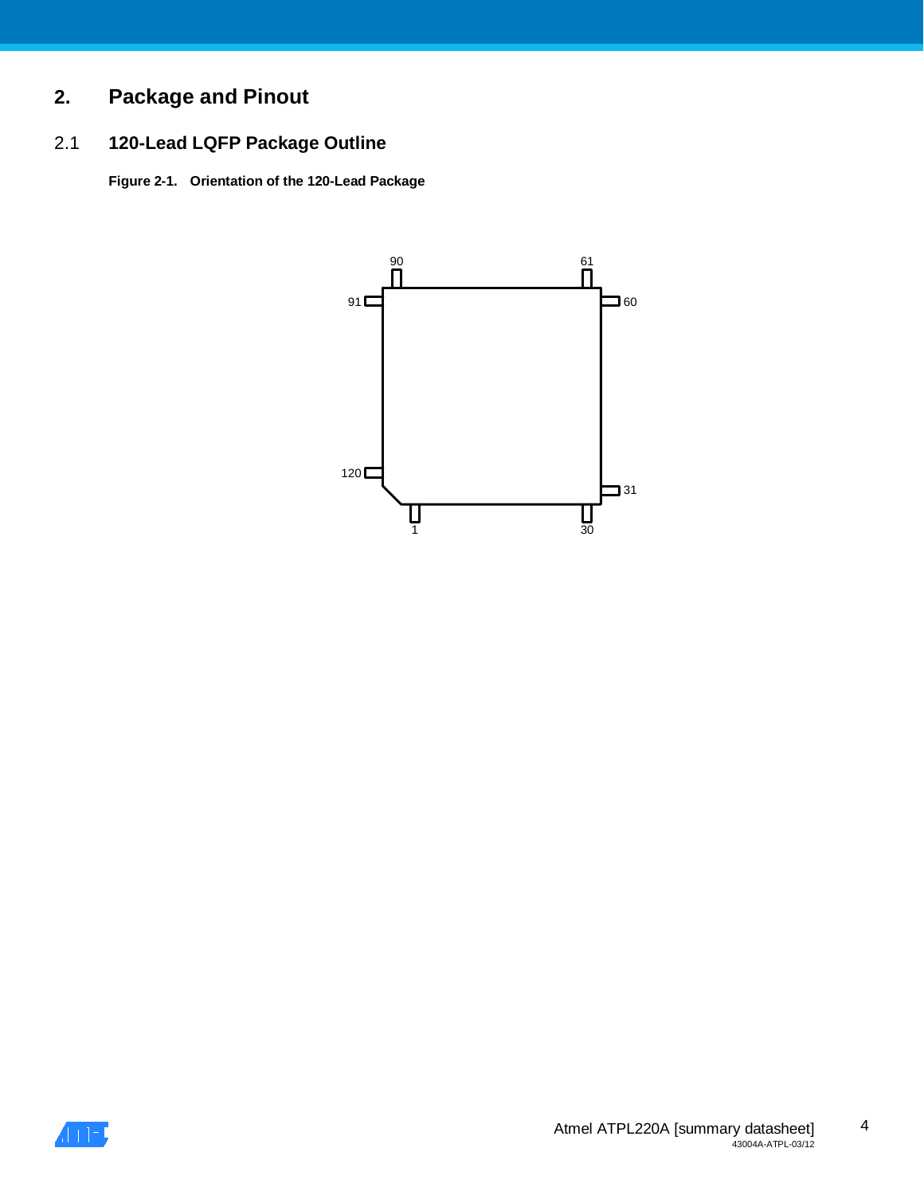# 2. Package and Pinout

## 2.1 120-Lead LQFP Package Outline

**Figure 2-1. Orientation of the 120-Lead Package**

90 61

91 60

120 31

1 30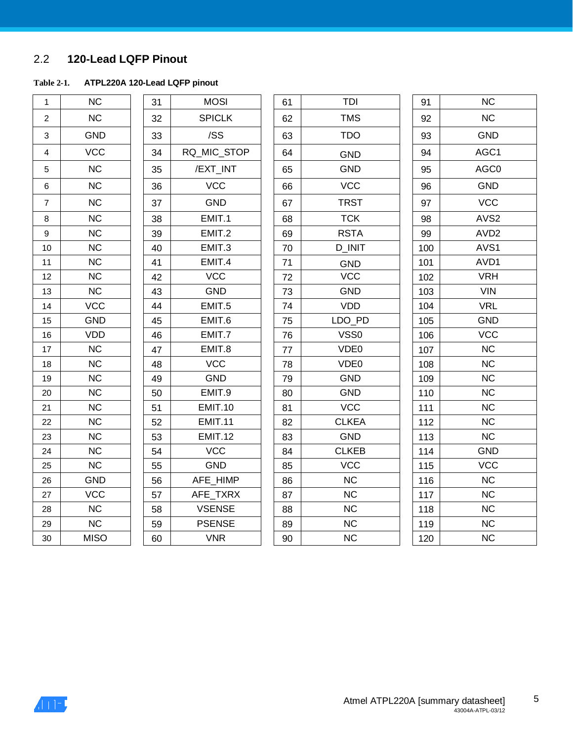## 2.2 120-Lead LQFP Pinout

**Table 2-1. ATPL220A 120-Lead LQFP pinout**

| Pin | Name | Pin | Name | Pin | Name | Pin | Name |
|---|---|---|---|---|---|---|---|
| 1 | NC | 31 | MOSI | 61 | TDI | 91 | NC |
| 2 | NC | 32 | SPICLK | 62 | TMS | 92 | NC |
| 3 | GND | 33 | /SS | 63 | TDO | 93 | GND |
| 4 | VCC | 34 | RQ_MIC_STOP | 64 | GND | 94 | AGC1 |
| 5 | NC | 35 | /EXT_INT | 65 | GND | 95 | AGC0 |
| 6 | NC | 36 | VCC | 66 | VCC | 96 | GND |
| 7 | NC | 37 | GND | 67 | TRST | 97 | VCC |
| 8 | NC | 38 | EMIT.1 | 68 | TCK | 98 | AVS2 |
| 9 | NC | 39 | EMIT.2 | 69 | RSTA | 99 | AVD2 |
| 10 | NC | 40 | EMIT.3 | 70 | D_INIT | 100 | AVS1 |
| 11 | NC | 41 | EMIT.4 | 71 | GND | 101 | AVD1 |
| 12 | NC | 42 | VCC | 72 | VCC | 102 | VRH |
| 13 | NC | 43 | GND | 73 | GND | 103 | VIN |
| 14 | VCC | 44 | EMIT.5 | 74 | VDD | 104 | VRL |
| 15 | GND | 45 | EMIT.6 | 75 | LDO_PD | 105 | GND |
| 16 | VDD | 46 | EMIT.7 | 76 | VSS0 | 106 | VCC |
| 17 | NC | 47 | EMIT.8 | 77 | VDE0 | 107 | NC |
| 18 | NC | 48 | VCC | 78 | VDE0 | 108 | NC |
| 19 | NC | 49 | GND | 79 | GND | 109 | NC |
| 20 | NC | 50 | EMIT.9 | 80 | GND | 110 | NC |
| 21 | NC | 51 | EMIT.10 | 81 | VCC | 111 | NC |
| 22 | NC | 52 | EMIT.11 | 82 | CLKEA | 112 | NC |
| 23 | NC | 53 | EMIT.12 | 83 | GND | 113 | NC |
| 24 | NC | 54 | VCC | 84 | CLKEB | 114 | GND |
| 25 | NC | 55 | GND | 85 | VCC | 115 | VCC |
| 26 | GND | 56 | AFE_HIMP | 86 | NC | 116 | NC |
| 27 | VCC | 57 | AFE_TXRX | 87 | NC | 117 | NC |
| 28 | NC | 58 | VSENSE | 88 | NC | 118 | NC |
| 29 | NC | 59 | PSENSE | 89 | NC | 119 | NC |
| 30 | MISO | 60 | VNR | 90 | NC | 120 | NC |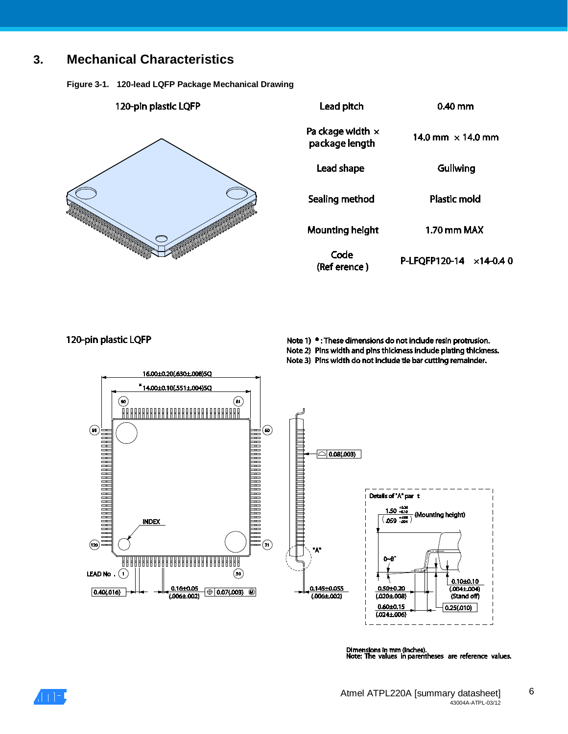# 3. Mechanical Characteristics

**Figure 3-1. 120-lead LQFP Package Mechanical Drawing**

120-pin plastic LQFP

| Lead pitch | 0.40 mm |
|---|---|
| Package width × package length | 14.0 mm × 14.0 mm |
| Lead shape | Gullwing |
| Sealing method | Plastic mold |
| Mounting height | 1.70 mm MAX |
| Code (Reference) | P-LFQFP120-14×14-0.40 |

120-pin plastic LQFP

Note 1) * : These dimensions do not include resin protrusion.
Note 2) Pins width and pins thickness include plating thickness.
Note 3) Pins width do not include tie bar cutting remainder.

16.00±0.20(.630±.008)SQ

*14.00±0.10(.551±.004)SQ

90, 61, 91, 60, 120, 31, 1, 30

INDEX

LEAD No.

0.40(.016)

0.16±0.05 (.006±.002)

0.07(.003) Ⓜ

0.08(.003)

"A"

0.145±0.055 (.006±.002)

Details of "A" part

1.50 +0.20/−0.10 (.059 +.008/−.004) (Mounting height)

0~8°

0.10±0.10 (.004±.004) (Stand off)

0.50±0.20 (.020±.008)

0.60±0.15 (.024±.006)

0.25(.010)

Dimensions in mm (inches).
Note: The values in parentheses are reference values.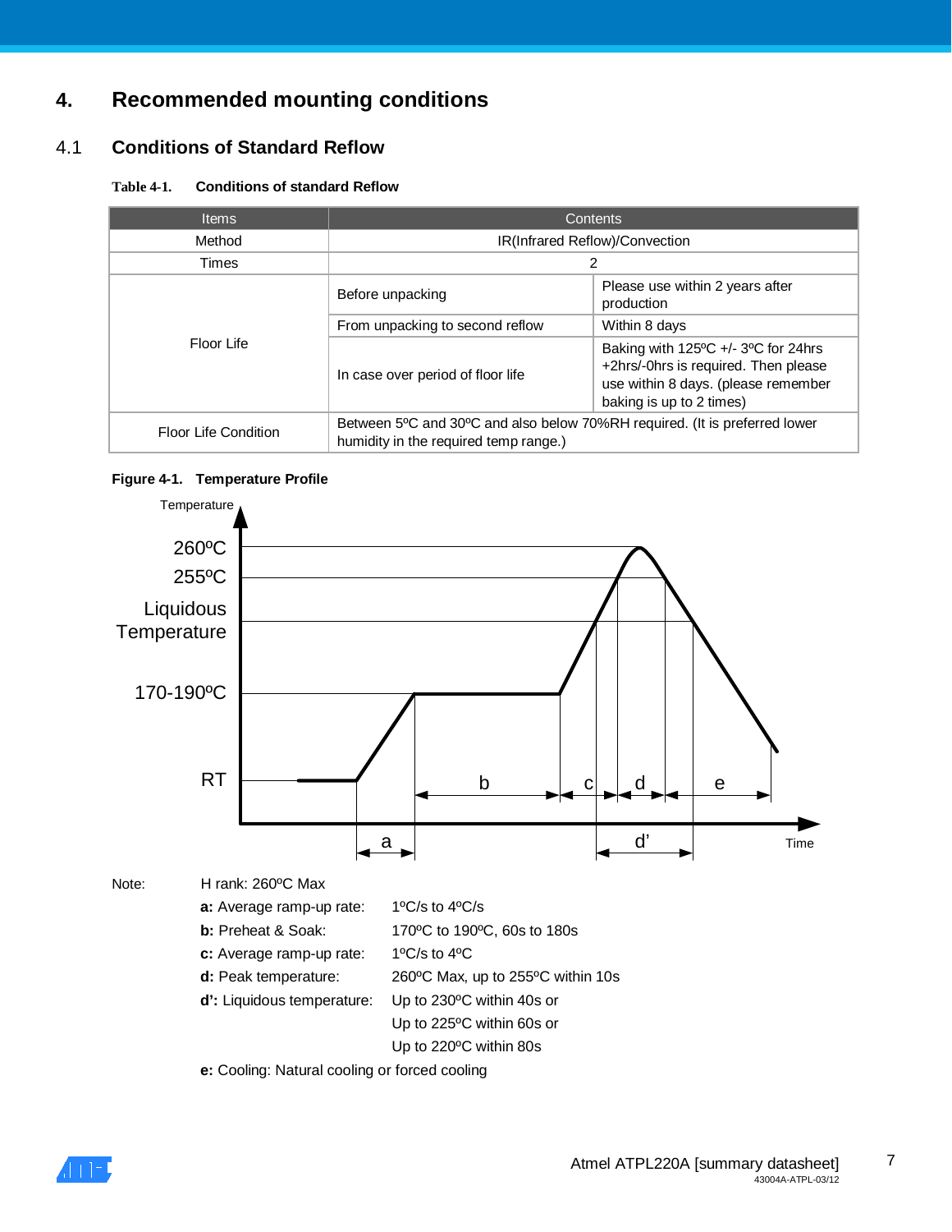# 4. Recommended mounting conditions

## 4.1 Conditions of Standard Reflow

**Table 4-1. Conditions of standard Reflow**

| Items | Contents | |
|---|---|---|
| Method | IR(Infrared Reflow)/Convection | |
| Times | 2 | |
| Floor Life | Before unpacking | Please use within 2 years after production |
| | From unpacking to second reflow | Within 8 days |
| | In case over period of floor life | Baking with 125ºC +/- 3ºC for 24hrs +2hrs/-0hrs is required. Then please use within 8 days. (please remember baking is up to 2 times) |
| Floor Life Condition | Between 5ºC and 30ºC and also below 70%RH required. (It is preferred lower humidity in the required temp range.) | |

**Figure 4-1. Temperature Profile**

Note: H rank: 260ºC Max

- **a:** Average ramp-up rate: 1ºC/s to 4ºC/s
- **b:** Preheat & Soak: 170ºC to 190ºC, 60s to 180s
- **c:** Average ramp-up rate: 1ºC/s to 4ºC
- **d:** Peak temperature: 260ºC Max, up to 255ºC within 10s
- **d':** Liquidous temperature: Up to 230ºC within 40s or
  Up to 225ºC within 60s or
  Up to 220ºC within 80s
- **e:** Cooling: Natural cooling or forced cooling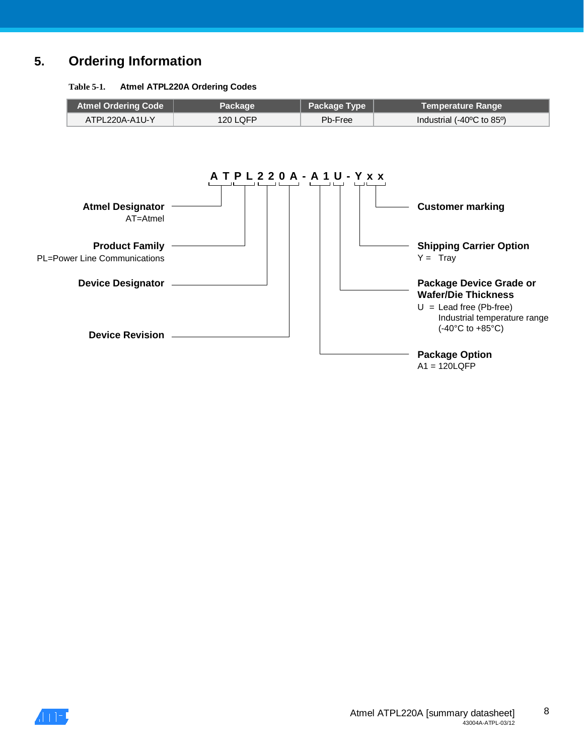# 5. Ordering Information

**Table 5-1. Atmel ATPL220A Ordering Codes**

| Atmel Ordering Code | Package | Package Type | Temperature Range |
|---|---|---|---|
| ATPL220A-A1U-Y | 120 LQFP | Pb-Free | Industrial (-40ºC to 85º) |

**A T P L 2 2 0 A - A 1 U - Y x x**

- **Atmel Designator**
  AT=Atmel
- **Product Family**
  PL=Power Line Communications
- **Device Designator**
- **Device Revision**
- **Package Option**
  A1 = 120LQFP
- **Package Device Grade or Wafer/Die Thickness**
  U = Lead free (Pb-free)
  Industrial temperature range
  (-40°C to +85°C)
- **Shipping Carrier Option**
  Y = Tray
- **Customer marking**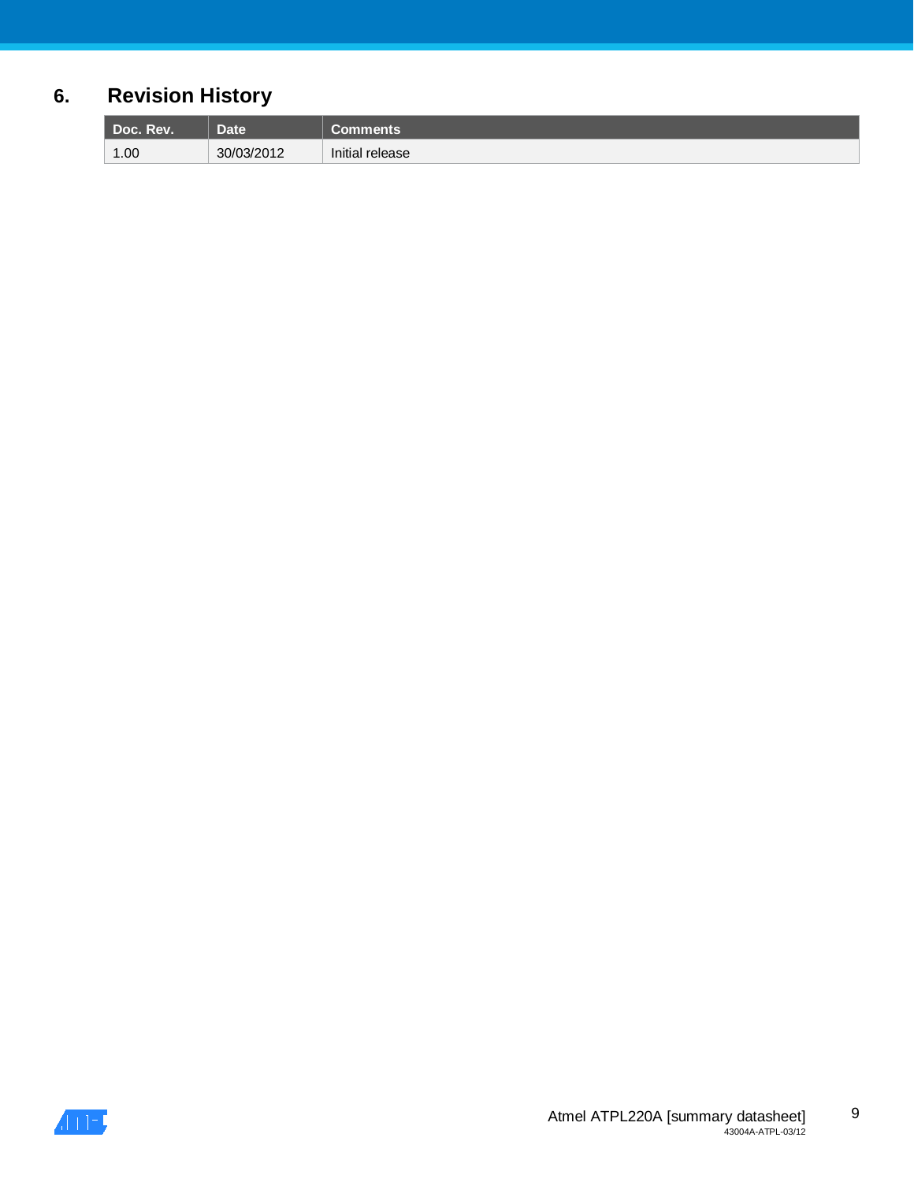# 6. Revision History

| Doc. Rev. | Date | Comments |
| --- | --- | --- |
| 1.00 | 30/03/2012 | Initial release |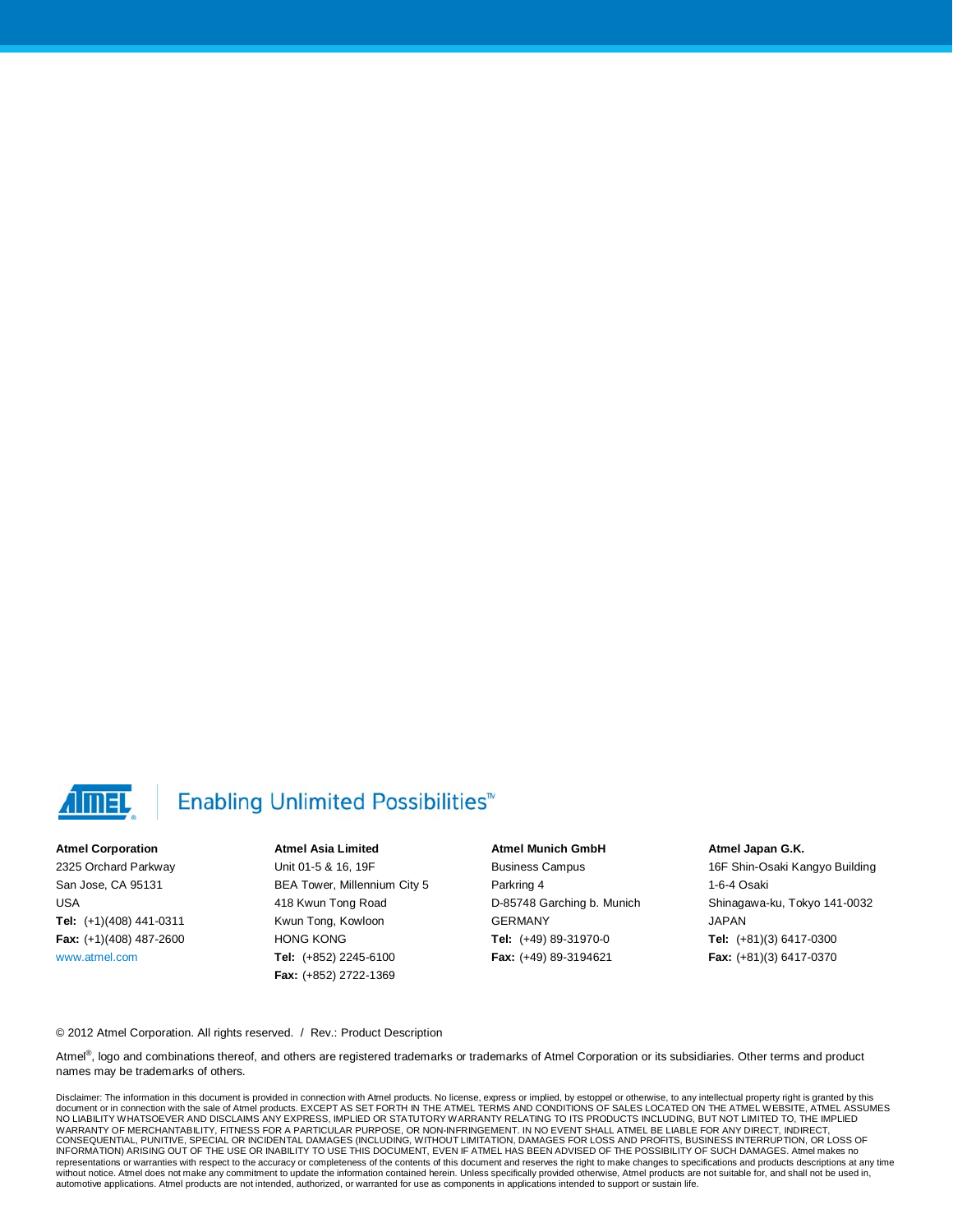Enabling Unlimited Possibilities™

**Atmel Corporation**
2325 Orchard Parkway
San Jose, CA 95131
USA
**Tel:** (+1)(408) 441-0311
**Fax:** (+1)(408) 487-2600
www.atmel.com

**Atmel Asia Limited**
Unit 01-5 & 16, 19F
BEA Tower, Millennium City 5
418 Kwun Tong Road
Kwun Tong, Kowloon
HONG KONG
**Tel:** (+852) 2245-6100
**Fax:** (+852) 2722-1369

**Atmel Munich GmbH**
Business Campus
Parkring 4
D-85748 Garching b. Munich
GERMANY
**Tel:** (+49) 89-31970-0
**Fax:** (+49) 89-3194621

**Atmel Japan G.K.**
16F Shin-Osaki Kangyo Building
1-6-4 Osaki
Shinagawa-ku, Tokyo 141-0032
JAPAN
**Tel:** (+81)(3) 6417-0300
**Fax:** (+81)(3) 6417-0370

© 2012 Atmel Corporation. All rights reserved. / Rev.: Product Description

Atmel®, logo and combinations thereof, and others are registered trademarks or trademarks of Atmel Corporation or its subsidiaries. Other terms and product names may be trademarks of others.

Disclaimer: The information in this document is provided in connection with Atmel products. No license, express or implied, by estoppel or otherwise, to any intellectual property right is granted by this document or in connection with the sale of Atmel products. EXCEPT AS SET FORTH IN THE ATMEL TERMS AND CONDITIONS OF SALES LOCATED ON THE ATMEL WEBSITE, ATMEL ASSUMES NO LIABILITY WHATSOEVER AND DISCLAIMS ANY EXPRESS, IMPLIED OR STATUTORY WARRANTY RELATING TO ITS PRODUCTS INCLUDING, BUT NOT LIMITED TO, THE IMPLIED WARRANTY OF MERCHANTABILITY, FITNESS FOR A PARTICULAR PURPOSE, OR NON-INFRINGEMENT. IN NO EVENT SHALL ATMEL BE LIABLE FOR ANY DIRECT, INDIRECT, CONSEQUENTIAL, PUNITIVE, SPECIAL OR INCIDENTAL DAMAGES (INCLUDING, WITHOUT LIMITATION, DAMAGES FOR LOSS AND PROFITS, BUSINESS INTERRUPTION, OR LOSS OF INFORMATION) ARISING OUT OF THE USE OR INABILITY TO USE THIS DOCUMENT, EVEN IF ATMEL HAS BEEN ADVISED OF THE POSSIBILITY OF SUCH DAMAGES. Atmel makes no representations or warranties with respect to the accuracy or completeness of the contents of this document and reserves the right to make changes to specifications and products descriptions at any time without notice. Atmel does not make any commitment to update the information contained herein. Unless specifically provided otherwise, Atmel products are not suitable for, and shall not be used in, automotive applications. Atmel products are not intended, authorized, or warranted for use as components in applications intended to support or sustain life.